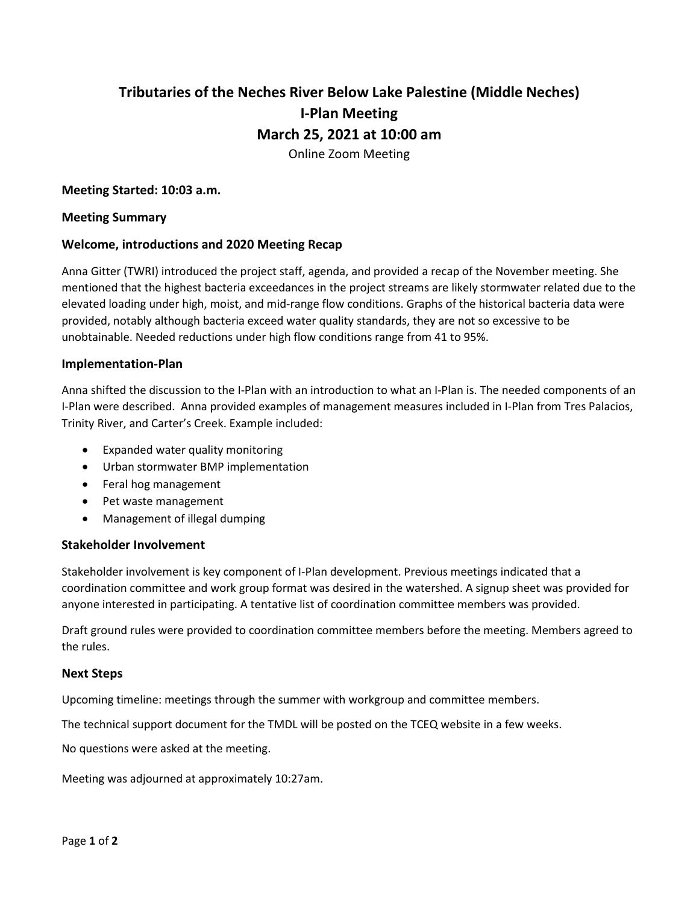# Tributaries of the Neches River Below Lake Palestine (Middle Neches)
# I-Plan Meeting
# March 25, 2021 at 10:00 am

Online Zoom Meeting

**Meeting Started: 10:03 a.m.**

**Meeting Summary**

**Welcome, introductions and 2020 Meeting Recap**

Anna Gitter (TWRI) introduced the project staff, agenda, and provided a recap of the November meeting. She mentioned that the highest bacteria exceedances in the project streams are likely stormwater related due to the elevated loading under high, moist, and mid-range flow conditions. Graphs of the historical bacteria data were provided, notably although bacteria exceed water quality standards, they are not so excessive to be unobtainable. Needed reductions under high flow conditions range from 41 to 95%.

**Implementation-Plan**

Anna shifted the discussion to the I-Plan with an introduction to what an I-Plan is. The needed components of an I-Plan were described. Anna provided examples of management measures included in I-Plan from Tres Palacios, Trinity River, and Carter's Creek. Example included:

- Expanded water quality monitoring
- Urban stormwater BMP implementation
- Feral hog management
- Pet waste management
- Management of illegal dumping

**Stakeholder Involvement**

Stakeholder involvement is key component of I-Plan development. Previous meetings indicated that a coordination committee and work group format was desired in the watershed. A signup sheet was provided for anyone interested in participating. A tentative list of coordination committee members was provided.

Draft ground rules were provided to coordination committee members before the meeting. Members agreed to the rules.

**Next Steps**

Upcoming timeline: meetings through the summer with workgroup and committee members.

The technical support document for the TMDL will be posted on the TCEQ website in a few weeks.

No questions were asked at the meeting.

Meeting was adjourned at approximately 10:27am.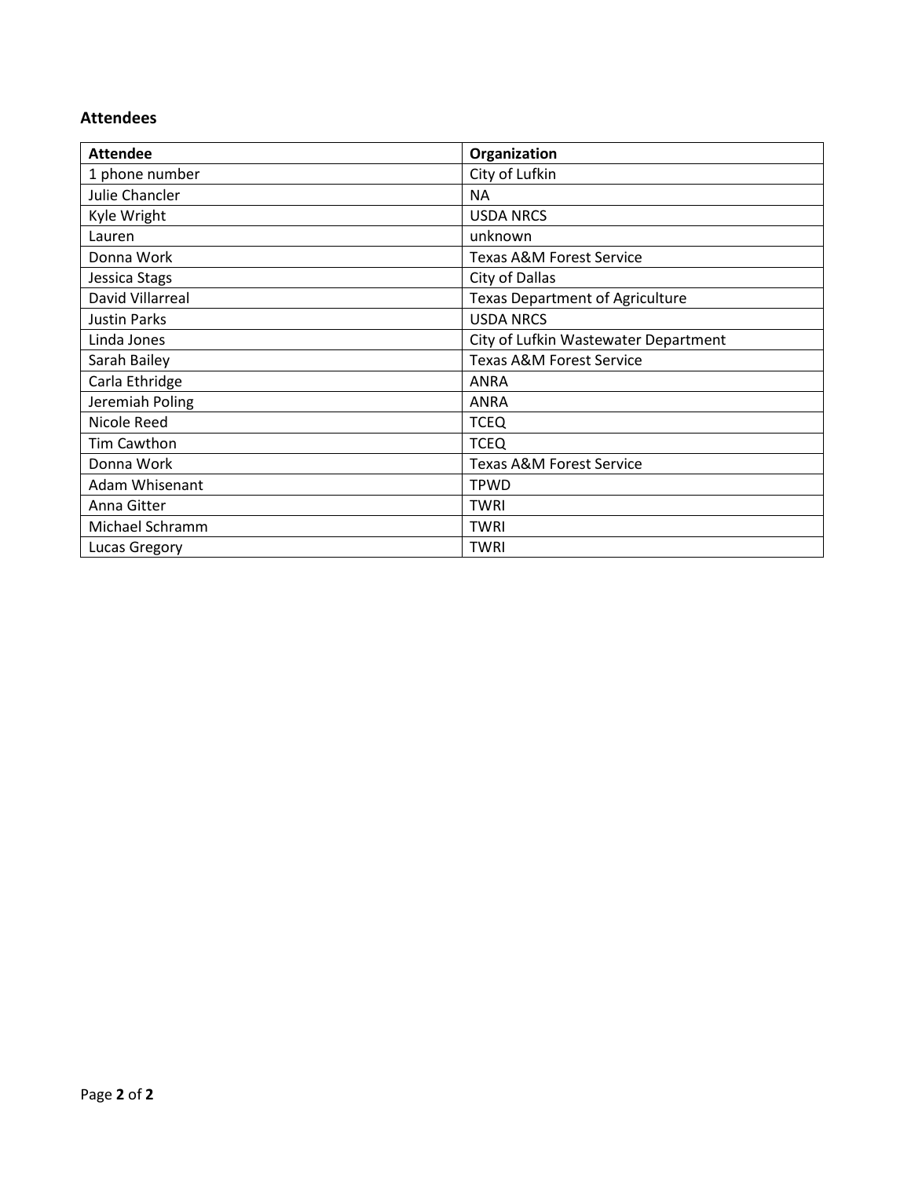### Attendees

| Attendee | Organization |
| --- | --- |
| 1 phone number | City of Lufkin |
| Julie Chancler | NA |
| Kyle Wright | USDA NRCS |
| Lauren | unknown |
| Donna Work | Texas A&M Forest Service |
| Jessica Stags | City of Dallas |
| David Villarreal | Texas Department of Agriculture |
| Justin Parks | USDA NRCS |
| Linda Jones | City of Lufkin Wastewater Department |
| Sarah Bailey | Texas A&M Forest Service |
| Carla Ethridge | ANRA |
| Jeremiah Poling | ANRA |
| Nicole Reed | TCEQ |
| Tim Cawthon | TCEQ |
| Donna Work | Texas A&M Forest Service |
| Adam Whisenant | TPWD |
| Anna Gitter | TWRI |
| Michael Schramm | TWRI |
| Lucas Gregory | TWRI |